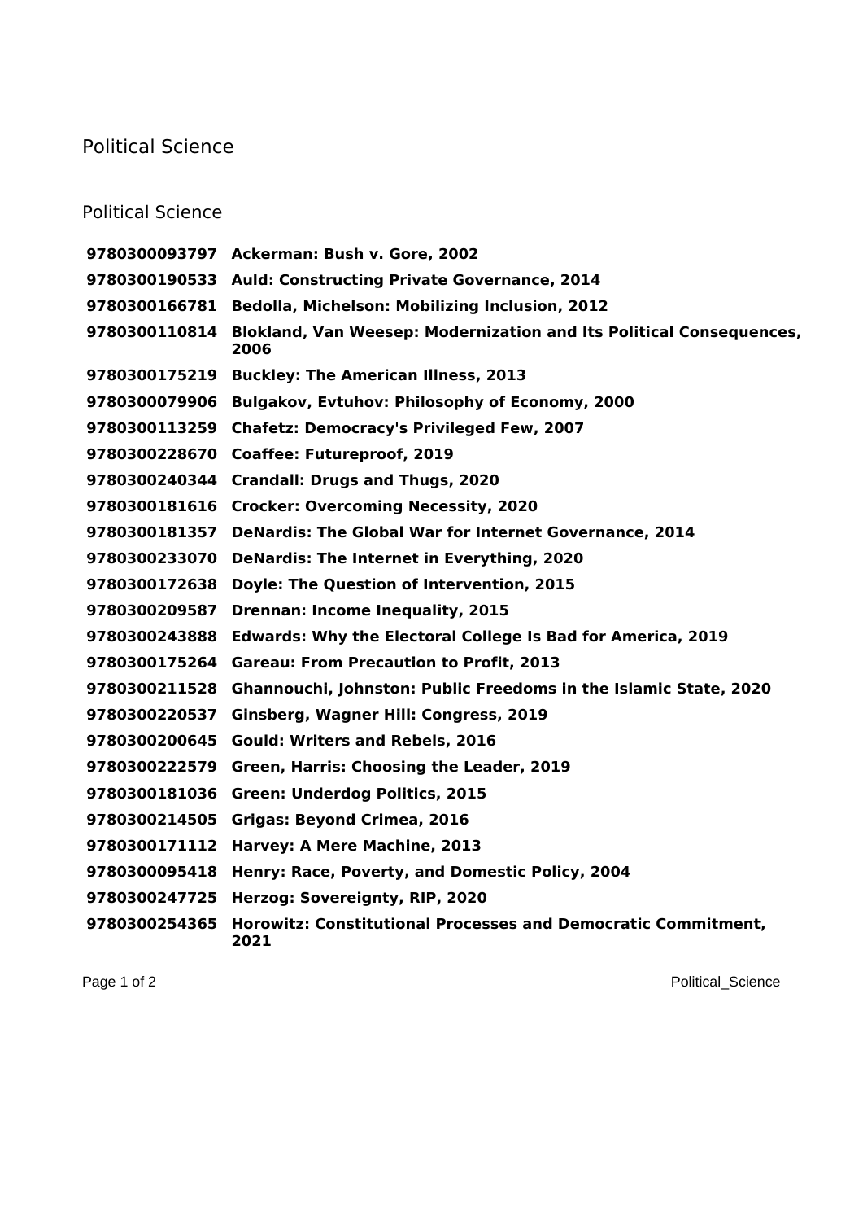# Political Science

## Political Science

| | |
|---|---|
| **9780300093797** | **Ackerman: Bush v. Gore, 2002** |
| **9780300190533** | **Auld: Constructing Private Governance, 2014** |
| **9780300166781** | **Bedolla, Michelson: Mobilizing Inclusion, 2012** |
| **9780300110814** | **Blokland, Van Weesep: Modernization and Its Political Consequences, 2006** |
| **9780300175219** | **Buckley: The American Illness, 2013** |
| **9780300079906** | **Bulgakov, Evtuhov: Philosophy of Economy, 2000** |
| **9780300113259** | **Chafetz: Democracy's Privileged Few, 2007** |
| **9780300228670** | **Coaffee: Futureproof, 2019** |
| **9780300240344** | **Crandall: Drugs and Thugs, 2020** |
| **9780300181616** | **Crocker: Overcoming Necessity, 2020** |
| **9780300181357** | **DeNardis: The Global War for Internet Governance, 2014** |
| **9780300233070** | **DeNardis: The Internet in Everything, 2020** |
| **9780300172638** | **Doyle: The Question of Intervention, 2015** |
| **9780300209587** | **Drennan: Income Inequality, 2015** |
| **9780300243888** | **Edwards: Why the Electoral College Is Bad for America, 2019** |
| **9780300175264** | **Gareau: From Precaution to Profit, 2013** |
| **9780300211528** | **Ghannouchi, Johnston: Public Freedoms in the Islamic State, 2020** |
| **9780300220537** | **Ginsberg, Wagner Hill: Congress, 2019** |
| **9780300200645** | **Gould: Writers and Rebels, 2016** |
| **9780300222579** | **Green, Harris: Choosing the Leader, 2019** |
| **9780300181036** | **Green: Underdog Politics, 2015** |
| **9780300214505** | **Grigas: Beyond Crimea, 2016** |
| **9780300171112** | **Harvey: A Mere Machine, 2013** |
| **9780300095418** | **Henry: Race, Poverty, and Domestic Policy, 2004** |
| **9780300247725** | **Herzog: Sovereignty, RIP, 2020** |
| **9780300254365** | **Horowitz: Constitutional Processes and Democratic Commitment, 2021** |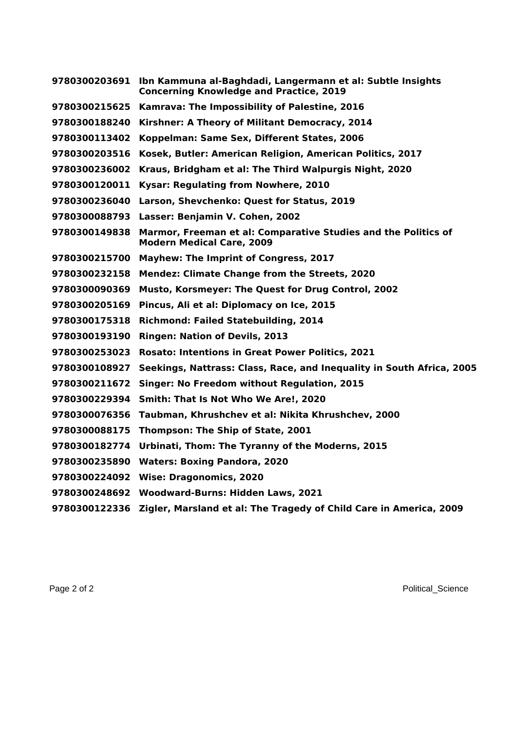| | |
|---|---|
| **9780300203691** | **Ibn Kammuna al-Baghdadi, Langermann et al: Subtle Insights Concerning Knowledge and Practice, 2019** |
| **9780300215625** | **Kamrava: The Impossibility of Palestine, 2016** |
| **9780300188240** | **Kirshner: A Theory of Militant Democracy, 2014** |
| **9780300113402** | **Koppelman: Same Sex, Different States, 2006** |
| **9780300203516** | **Kosek, Butler: American Religion, American Politics, 2017** |
| **9780300236002** | **Kraus, Bridgham et al: The Third Walpurgis Night, 2020** |
| **9780300120011** | **Kysar: Regulating from Nowhere, 2010** |
| **9780300236040** | **Larson, Shevchenko: Quest for Status, 2019** |
| **9780300088793** | **Lasser: Benjamin V. Cohen, 2002** |
| **9780300149838** | **Marmor, Freeman et al: Comparative Studies and the Politics of Modern Medical Care, 2009** |
| **9780300215700** | **Mayhew: The Imprint of Congress, 2017** |
| **9780300232158** | **Mendez: Climate Change from the Streets, 2020** |
| **9780300090369** | **Musto, Korsmeyer: The Quest for Drug Control, 2002** |
| **9780300205169** | **Pincus, Ali et al: Diplomacy on Ice, 2015** |
| **9780300175318** | **Richmond: Failed Statebuilding, 2014** |
| **9780300193190** | **Ringen: Nation of Devils, 2013** |
| **9780300253023** | **Rosato: Intentions in Great Power Politics, 2021** |
| **9780300108927** | **Seekings, Nattrass: Class, Race, and Inequality in South Africa, 2005** |
| **9780300211672** | **Singer: No Freedom without Regulation, 2015** |
| **9780300229394** | **Smith: That Is Not Who We Are!, 2020** |
| **9780300076356** | **Taubman, Khrushchev et al: Nikita Khrushchev, 2000** |
| **9780300088175** | **Thompson: The Ship of State, 2001** |
| **9780300182774** | **Urbinati, Thom: The Tyranny of the Moderns, 2015** |
| **9780300235890** | **Waters: Boxing Pandora, 2020** |
| **9780300224092** | **Wise: Dragonomics, 2020** |
| **9780300248692** | **Woodward-Burns: Hidden Laws, 2021** |
| **9780300122336** | **Zigler, Marsland et al: The Tragedy of Child Care in America, 2009** |